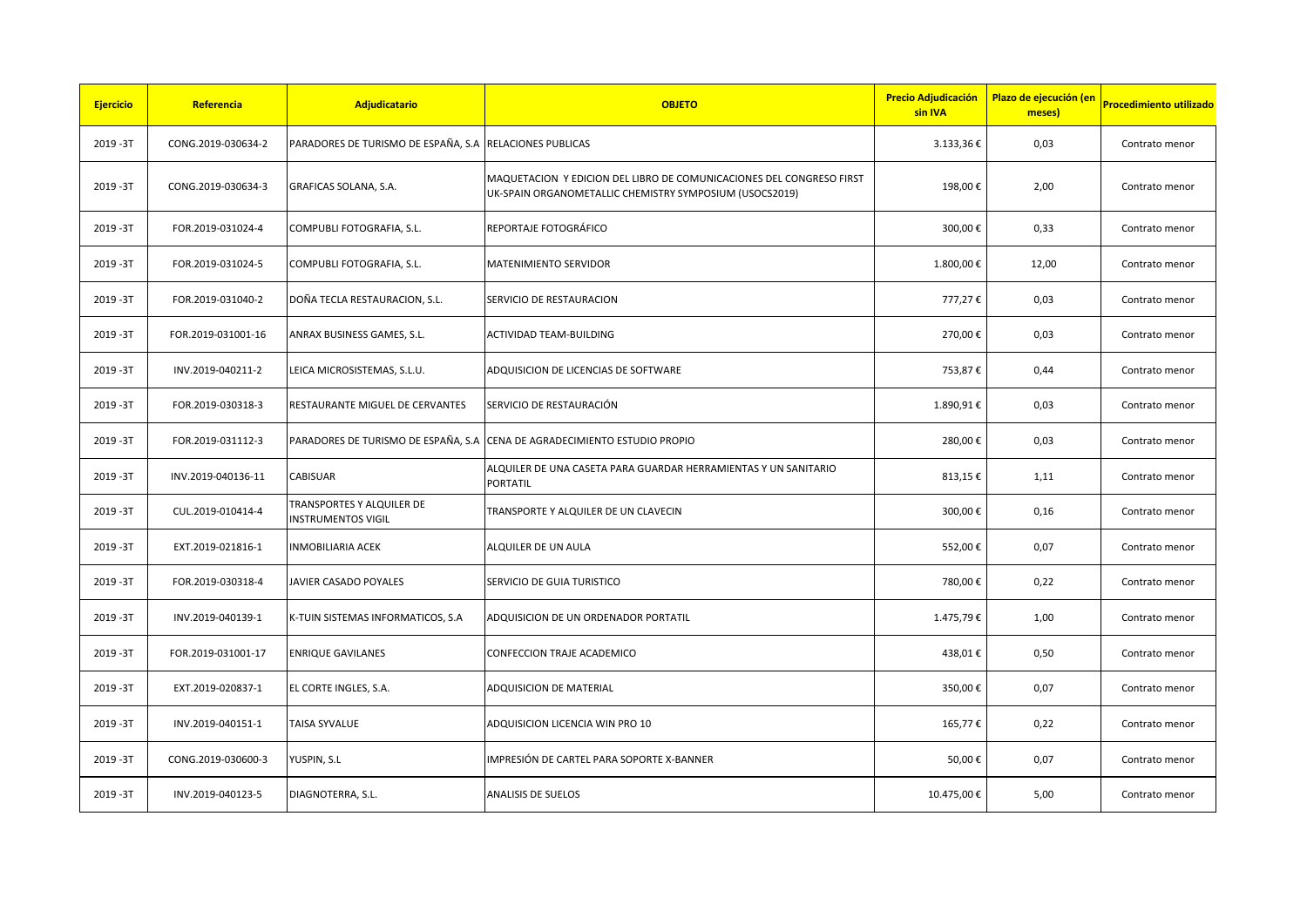| Ejercicio | Referencia | Adjudicatario | OBJETO | Precio Adjudicación sin IVA | Plazo de ejecución (en meses) | Procedimiento utilizado |
|---|---|---|---|---|---|---|
| 2019 -3T | CONG.2019-030634-2 | PARADORES DE TURISMO DE ESPAÑA, S.A | RELACIONES PUBLICAS | 3.133,36 € | 0,03 | Contrato menor |
| 2019 -3T | CONG.2019-030634-3 | GRAFICAS SOLANA, S.A. | MAQUETACION Y EDICION DEL LIBRO DE COMUNICACIONES DEL CONGRESO FIRST UK-SPAIN ORGANOMETALLIC CHEMISTRY SYMPOSIUM (USOCS2019) | 198,00 € | 2,00 | Contrato menor |
| 2019 -3T | FOR.2019-031024-4 | COMPUBLI FOTOGRAFIA, S.L. | REPORTAJE FOTOGRÁFICO | 300,00 € | 0,33 | Contrato menor |
| 2019 -3T | FOR.2019-031024-5 | COMPUBLI FOTOGRAFIA, S.L. | MATENIMIENTO SERVIDOR | 1.800,00 € | 12,00 | Contrato menor |
| 2019 -3T | FOR.2019-031040-2 | DOÑA TECLA RESTAURACION, S.L. | SERVICIO DE RESTAURACION | 777,27 € | 0,03 | Contrato menor |
| 2019 -3T | FOR.2019-031001-16 | ANRAX BUSINESS GAMES, S.L. | ACTIVIDAD TEAM-BUILDING | 270,00 € | 0,03 | Contrato menor |
| 2019 -3T | INV.2019-040211-2 | LEICA MICROSISTEMAS, S.L.U. | ADQUISICION DE LICENCIAS DE SOFTWARE | 753,87 € | 0,44 | Contrato menor |
| 2019 -3T | FOR.2019-030318-3 | RESTAURANTE MIGUEL DE CERVANTES | SERVICIO DE RESTAURACIÓN | 1.890,91 € | 0,03 | Contrato menor |
| 2019 -3T | FOR.2019-031112-3 | PARADORES DE TURISMO DE ESPAÑA, S.A | CENA DE AGRADECIMIENTO ESTUDIO PROPIO | 280,00 € | 0,03 | Contrato menor |
| 2019 -3T | INV.2019-040136-11 | CABISUAR | ALQUILER DE UNA CASETA PARA GUARDAR HERRAMIENTAS Y UN SANITARIO PORTATIL | 813,15 € | 1,11 | Contrato menor |
| 2019 -3T | CUL.2019-010414-4 | TRANSPORTES Y ALQUILER DE INSTRUMENTOS VIGIL | TRANSPORTE Y ALQUILER DE UN CLAVECIN | 300,00 € | 0,16 | Contrato menor |
| 2019 -3T | EXT.2019-021816-1 | INMOBILIARIA ACEK | ALQUILER DE UN AULA | 552,00 € | 0,07 | Contrato menor |
| 2019 -3T | FOR.2019-030318-4 | JAVIER CASADO POYALES | SERVICIO DE GUIA TURISTICO | 780,00 € | 0,22 | Contrato menor |
| 2019 -3T | INV.2019-040139-1 | K-TUIN SISTEMAS INFORMATICOS, S.A | ADQUISICION DE UN ORDENADOR PORTATIL | 1.475,79 € | 1,00 | Contrato menor |
| 2019 -3T | FOR.2019-031001-17 | ENRIQUE GAVILANES | CONFECCION TRAJE ACADEMICO | 438,01 € | 0,50 | Contrato menor |
| 2019 -3T | EXT.2019-020837-1 | EL CORTE INGLES, S.A. | ADQUISICION DE MATERIAL | 350,00 € | 0,07 | Contrato menor |
| 2019 -3T | INV.2019-040151-1 | TAISA SYVALUE | ADQUISICION LICENCIA WIN PRO 10 | 165,77 € | 0,22 | Contrato menor |
| 2019 -3T | CONG.2019-030600-3 | YUSPIN, S.L | IMPRESIÓN DE CARTEL PARA SOPORTE X-BANNER | 50,00 € | 0,07 | Contrato menor |
| 2019 -3T | INV.2019-040123-5 | DIAGNOTERRA, S.L. | ANALISIS DE SUELOS | 10.475,00 € | 5,00 | Contrato menor |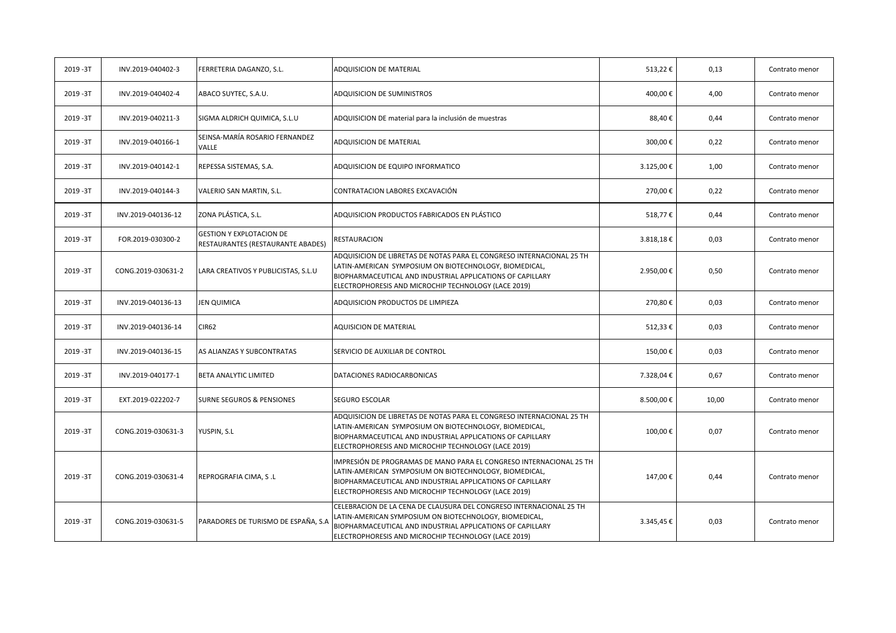| | | | | | | |
|---|---|---|---|---|---|---|
| 2019 -3T | INV.2019-040402-3 | FERRETERIA DAGANZO, S.L. | ADQUISICION DE MATERIAL | 513,22 € | 0,13 | Contrato menor |
| 2019 -3T | INV.2019-040402-4 | ABACO SUYTEC, S.A.U. | ADQUISICION DE SUMINISTROS | 400,00 € | 4,00 | Contrato menor |
| 2019 -3T | INV.2019-040211-3 | SIGMA ALDRICH QUIMICA, S.L.U | ADQUISICION DE material para la inclusión de muestras | 88,40 € | 0,44 | Contrato menor |
| 2019 -3T | INV.2019-040166-1 | SEINSA-MARÍA ROSARIO FERNANDEZ VALLE | ADQUISICION DE MATERIAL | 300,00 € | 0,22 | Contrato menor |
| 2019 -3T | INV.2019-040142-1 | REPESSA SISTEMAS, S.A. | ADQUISICION DE EQUIPO INFORMATICO | 3.125,00 € | 1,00 | Contrato menor |
| 2019 -3T | INV.2019-040144-3 | VALERIO SAN MARTIN, S.L. | CONTRATACION LABORES EXCAVACIÓN | 270,00 € | 0,22 | Contrato menor |
| 2019 -3T | INV.2019-040136-12 | ZONA PLÁSTICA, S.L. | ADQUISICION PRODUCTOS FABRICADOS EN PLÁSTICO | 518,77 € | 0,44 | Contrato menor |
| 2019 -3T | FOR.2019-030300-2 | GESTION Y EXPLOTACION DE RESTAURANTES (RESTAURANTE ABADES) | RESTAURACION | 3.818,18 € | 0,03 | Contrato menor |
| 2019 -3T | CONG.2019-030631-2 | LARA CREATIVOS Y PUBLICISTAS, S.L.U | ADQUISICION DE LIBRETAS DE NOTAS PARA EL CONGRESO INTERNACIONAL 25 TH LATIN-AMERICAN SYMPOSIUM ON BIOTECHNOLOGY, BIOMEDICAL, BIOPHARMACEUTICAL AND INDUSTRIAL APPLICATIONS OF CAPILLARY ELECTROPHORESIS AND MICROCHIP TECHNOLOGY (LACE 2019) | 2.950,00 € | 0,50 | Contrato menor |
| 2019 -3T | INV.2019-040136-13 | JEN QUIMICA | ADQUISICION PRODUCTOS DE LIMPIEZA | 270,80 € | 0,03 | Contrato menor |
| 2019 -3T | INV.2019-040136-14 | CIR62 | AQUISICION DE MATERIAL | 512,33 € | 0,03 | Contrato menor |
| 2019 -3T | INV.2019-040136-15 | AS ALIANZAS Y SUBCONTRATAS | SERVICIO DE AUXILIAR DE CONTROL | 150,00 € | 0,03 | Contrato menor |
| 2019 -3T | INV.2019-040177-1 | BETA ANALYTIC LIMITED | DATACIONES RADIOCARBONICAS | 7.328,04 € | 0,67 | Contrato menor |
| 2019 -3T | EXT.2019-022202-7 | SURNE SEGUROS & PENSIONES | SEGURO ESCOLAR | 8.500,00 € | 10,00 | Contrato menor |
| 2019 -3T | CONG.2019-030631-3 | YUSPIN, S.L | ADQUISICION DE LIBRETAS DE NOTAS PARA EL CONGRESO INTERNACIONAL 25 TH LATIN-AMERICAN SYMPOSIUM ON BIOTECHNOLOGY, BIOMEDICAL, BIOPHARMACEUTICAL AND INDUSTRIAL APPLICATIONS OF CAPILLARY ELECTROPHORESIS AND MICROCHIP TECHNOLOGY (LACE 2019) | 100,00 € | 0,07 | Contrato menor |
| 2019 -3T | CONG.2019-030631-4 | REPROGRAFIA CIMA, S .L | IMPRESIÓN DE PROGRAMAS DE MANO PARA EL CONGRESO INTERNACIONAL 25 TH LATIN-AMERICAN SYMPOSIUM ON BIOTECHNOLOGY, BIOMEDICAL, BIOPHARMACEUTICAL AND INDUSTRIAL APPLICATIONS OF CAPILLARY ELECTROPHORESIS AND MICROCHIP TECHNOLOGY (LACE 2019) | 147,00 € | 0,44 | Contrato menor |
| 2019 -3T | CONG.2019-030631-5 | PARADORES DE TURISMO DE ESPAÑA, S.A | CELEBRACION DE LA CENA DE CLAUSURA DEL CONGRESO INTERNACIONAL 25 TH LATIN-AMERICAN SYMPOSIUM ON BIOTECHNOLOGY, BIOMEDICAL, BIOPHARMACEUTICAL AND INDUSTRIAL APPLICATIONS OF CAPILLARY ELECTROPHORESIS AND MICROCHIP TECHNOLOGY (LACE 2019) | 3.345,45 € | 0,03 | Contrato menor |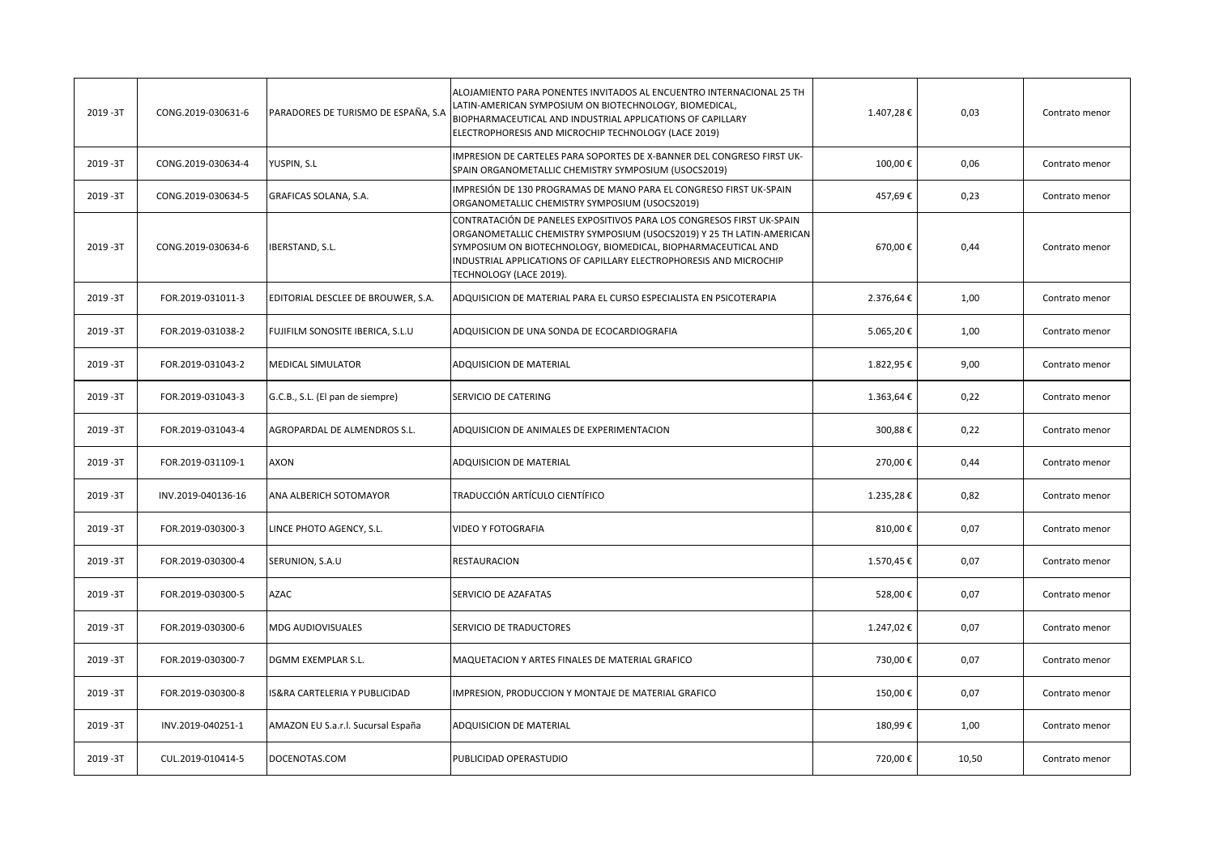| | | | | | | |
|---|---|---|---|---|---|---|
| 2019 -3T | CONG.2019-030631-6 | PARADORES DE TURISMO DE ESPAÑA, S.A | ALOJAMIENTO PARA PONENTES INVITADOS AL ENCUENTRO INTERNACIONAL 25 TH LATIN-AMERICAN SYMPOSIUM ON BIOTECHNOLOGY, BIOMEDICAL, BIOPHARMACEUTICAL AND INDUSTRIAL APPLICATIONS OF CAPILLARY ELECTROPHORESIS AND MICROCHIP TECHNOLOGY (LACE 2019) | 1.407,28 € | 0,03 | Contrato menor |
| 2019 -3T | CONG.2019-030634-4 | YUSPIN, S.L | IMPRESION DE CARTELES PARA SOPORTES DE X-BANNER DEL CONGRESO FIRST UK-SPAIN ORGANOMETALLIC CHEMISTRY SYMPOSIUM (USOCS2019) | 100,00 € | 0,06 | Contrato menor |
| 2019 -3T | CONG.2019-030634-5 | GRAFICAS SOLANA, S.A. | IMPRESIÓN DE 130 PROGRAMAS DE MANO PARA EL CONGRESO FIRST UK-SPAIN ORGANOMETALLIC CHEMISTRY SYMPOSIUM (USOCS2019) | 457,69 € | 0,23 | Contrato menor |
| 2019 -3T | CONG.2019-030634-6 | IBERSTAND, S.L. | CONTRATACIÓN DE PANELES EXPOSITIVOS PARA LOS CONGRESOS FIRST UK-SPAIN ORGANOMETALLIC CHEMISTRY SYMPOSIUM (USOCS2019) Y 25 TH LATIN-AMERICAN SYMPOSIUM ON BIOTECHNOLOGY, BIOMEDICAL, BIOPHARMACEUTICAL AND INDUSTRIAL APPLICATIONS OF CAPILLARY ELECTROPHORESIS AND MICROCHIP TECHNOLOGY (LACE 2019). | 670,00 € | 0,44 | Contrato menor |
| 2019 -3T | FOR.2019-031011-3 | EDITORIAL DESCLEE DE BROUWER, S.A. | ADQUISICION DE MATERIAL PARA EL CURSO ESPECIALISTA EN PSICOTERAPIA | 2.376,64 € | 1,00 | Contrato menor |
| 2019 -3T | FOR.2019-031038-2 | FUJIFILM SONOSITE IBERICA, S.L.U | ADQUISICION DE UNA SONDA DE ECOCARDIOGRAFIA | 5.065,20 € | 1,00 | Contrato menor |
| 2019 -3T | FOR.2019-031043-2 | MEDICAL SIMULATOR | ADQUISICION DE MATERIAL | 1.822,95 € | 9,00 | Contrato menor |
| 2019 -3T | FOR.2019-031043-3 | G.C.B., S.L. (El pan de siempre) | SERVICIO DE CATERING | 1.363,64 € | 0,22 | Contrato menor |
| 2019 -3T | FOR.2019-031043-4 | AGROPARDAL DE ALMENDROS S.L. | ADQUISICION DE ANIMALES DE EXPERIMENTACION | 300,88 € | 0,22 | Contrato menor |
| 2019 -3T | FOR.2019-031109-1 | AXON | ADQUISICION DE MATERIAL | 270,00 € | 0,44 | Contrato menor |
| 2019 -3T | INV.2019-040136-16 | ANA ALBERICH SOTOMAYOR | TRADUCCIÓN ARTÍCULO CIENTÍFICO | 1.235,28 € | 0,82 | Contrato menor |
| 2019 -3T | FOR.2019-030300-3 | LINCE PHOTO AGENCY, S.L. | VIDEO Y FOTOGRAFIA | 810,00 € | 0,07 | Contrato menor |
| 2019 -3T | FOR.2019-030300-4 | SERUNION, S.A.U | RESTAURACION | 1.570,45 € | 0,07 | Contrato menor |
| 2019 -3T | FOR.2019-030300-5 | AZAC | SERVICIO DE AZAFATAS | 528,00 € | 0,07 | Contrato menor |
| 2019 -3T | FOR.2019-030300-6 | MDG AUDIOVISUALES | SERVICIO DE TRADUCTORES | 1.247,02 € | 0,07 | Contrato menor |
| 2019 -3T | FOR.2019-030300-7 | DGMM EXEMPLAR S.L. | MAQUETACION Y ARTES FINALES DE MATERIAL GRAFICO | 730,00 € | 0,07 | Contrato menor |
| 2019 -3T | FOR.2019-030300-8 | IS&RA CARTELERIA Y PUBLICIDAD | IMPRESION, PRODUCCION Y MONTAJE DE MATERIAL GRAFICO | 150,00 € | 0,07 | Contrato menor |
| 2019 -3T | INV.2019-040251-1 | AMAZON EU S.a.r.l. Sucursal España | ADQUISICION DE MATERIAL | 180,99 € | 1,00 | Contrato menor |
| 2019 -3T | CUL.2019-010414-5 | DOCENOTAS.COM | PUBLICIDAD OPERASTUDIO | 720,00 € | 10,50 | Contrato menor |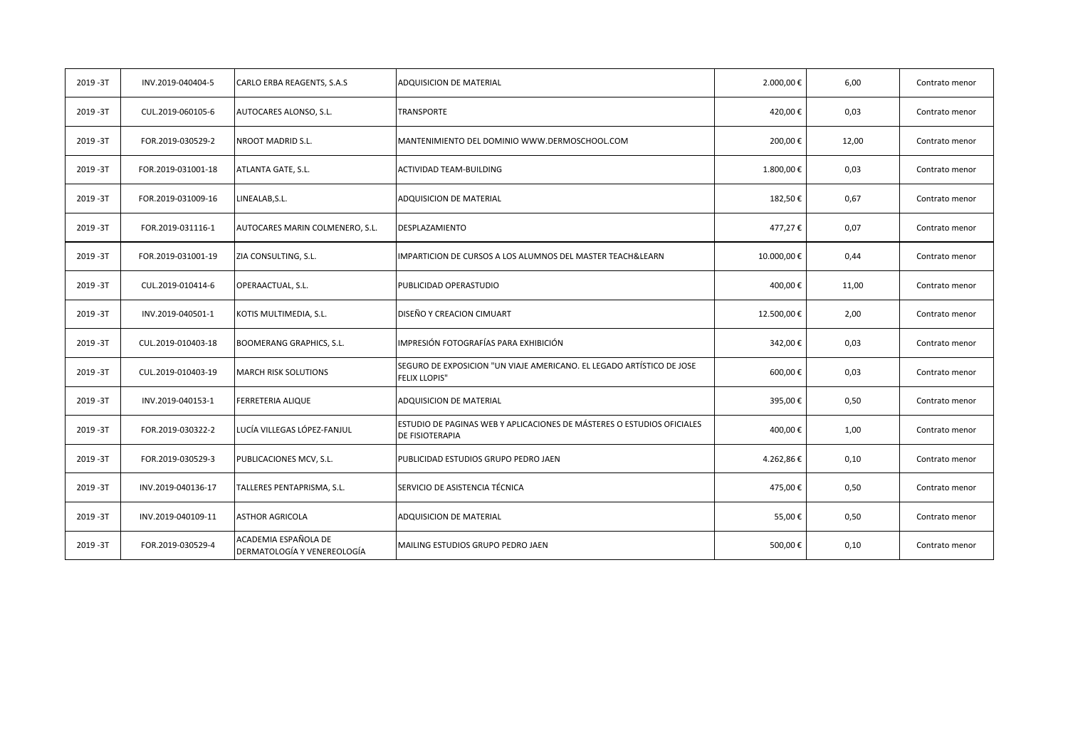| | | | | | | |
|---|---|---|---|---|---|---|
| 2019 -3T | INV.2019-040404-5 | CARLO ERBA REAGENTS, S.A.S | ADQUISICION DE MATERIAL | 2.000,00 € | 6,00 | Contrato menor |
| 2019 -3T | CUL.2019-060105-6 | AUTOCARES ALONSO, S.L. | TRANSPORTE | 420,00 € | 0,03 | Contrato menor |
| 2019 -3T | FOR.2019-030529-2 | NROOT MADRID S.L. | MANTENIMIENTO DEL DOMINIO WWW.DERMOSCHOOL.COM | 200,00 € | 12,00 | Contrato menor |
| 2019 -3T | FOR.2019-031001-18 | ATLANTA GATE, S.L. | ACTIVIDAD TEAM-BUILDING | 1.800,00 € | 0,03 | Contrato menor |
| 2019 -3T | FOR.2019-031009-16 | LINEALAB,S.L. | ADQUISICION DE MATERIAL | 182,50 € | 0,67 | Contrato menor |
| 2019 -3T | FOR.2019-031116-1 | AUTOCARES MARIN COLMENERO, S.L. | DESPLAZAMIENTO | 477,27 € | 0,07 | Contrato menor |
| 2019 -3T | FOR.2019-031001-19 | ZIA CONSULTING, S.L. | IMPARTICION DE CURSOS A LOS ALUMNOS DEL MASTER TEACH&LEARN | 10.000,00 € | 0,44 | Contrato menor |
| 2019 -3T | CUL.2019-010414-6 | OPERAACTUAL, S.L. | PUBLICIDAD OPERASTUDIO | 400,00 € | 11,00 | Contrato menor |
| 2019 -3T | INV.2019-040501-1 | KOTIS MULTIMEDIA, S.L. | DISEÑO Y CREACION CIMUART | 12.500,00 € | 2,00 | Contrato menor |
| 2019 -3T | CUL.2019-010403-18 | BOOMERANG GRAPHICS, S.L. | IMPRESIÓN FOTOGRAFÍAS PARA EXHIBICIÓN | 342,00 € | 0,03 | Contrato menor |
| 2019 -3T | CUL.2019-010403-19 | MARCH RISK SOLUTIONS | SEGURO DE EXPOSICION "UN VIAJE AMERICANO. EL LEGADO ARTÍSTICO DE JOSE FELIX LLOPIS" | 600,00 € | 0,03 | Contrato menor |
| 2019 -3T | INV.2019-040153-1 | FERRETERIA ALIQUE | ADQUISICION DE MATERIAL | 395,00 € | 0,50 | Contrato menor |
| 2019 -3T | FOR.2019-030322-2 | LUCÍA VILLEGAS LÓPEZ-FANJUL | ESTUDIO DE PAGINAS WEB Y APLICACIONES DE MÁSTERES O ESTUDIOS OFICIALES DE FISIOTERAPIA | 400,00 € | 1,00 | Contrato menor |
| 2019 -3T | FOR.2019-030529-3 | PUBLICACIONES MCV, S.L. | PUBLICIDAD ESTUDIOS GRUPO PEDRO JAEN | 4.262,86 € | 0,10 | Contrato menor |
| 2019 -3T | INV.2019-040136-17 | TALLERES PENTAPRISMA, S.L. | SERVICIO DE ASISTENCIA TÉCNICA | 475,00 € | 0,50 | Contrato menor |
| 2019 -3T | INV.2019-040109-11 | ASTHOR AGRICOLA | ADQUISICION DE MATERIAL | 55,00 € | 0,50 | Contrato menor |
| 2019 -3T | FOR.2019-030529-4 | ACADEMIA ESPAÑOLA DE DERMATOLOGÍA Y VENEREOLOGÍA | MAILING ESTUDIOS GRUPO PEDRO JAEN | 500,00 € | 0,10 | Contrato menor |